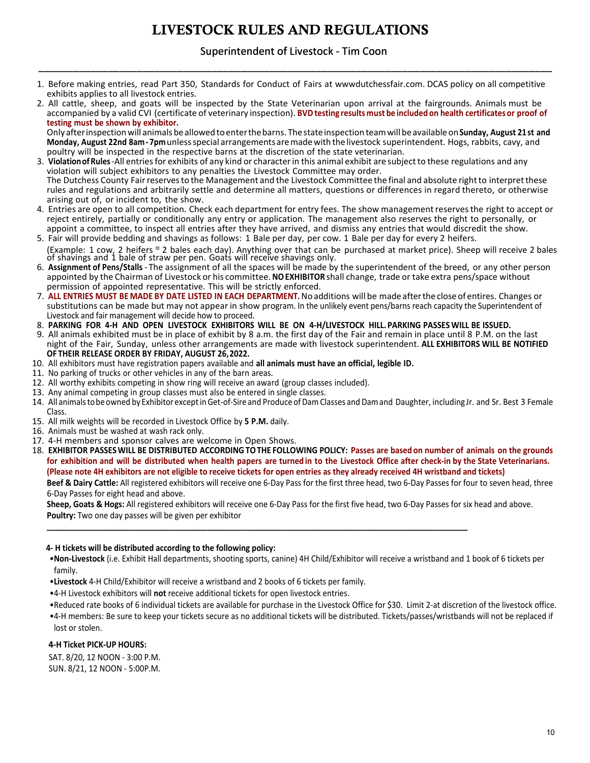# LIVESTOCK RULES AND REGULATIONS

## Superintendent of Livestock - Tim Coon

1. Before making entries, read Part 350, Standards for Conduct of Fairs at wwwdutchessfair.com. DCAS policy on all competitive exhibits applies to all livestock entries.
2. All cattle, sheep, and goats will be inspected by the State Veterinarian upon arrival at the fairgrounds. Animals must be accompanied by a valid CVI (certificate of veterinary inspection). **BVD testing results must be included on health certificates or proof of testing must be shown by exhibitor.**
   Only after inspection will animals be allowed to enter the barns. The state inspection team will be available on **Sunday, August 21st and Monday, August 22nd 8am - 7pm** unless special arrangements are made with the livestock superintendent. Hogs, rabbits, cavy, and poultry will be inspected in the respective barns at the discretion of the state veterinarian.
3. **Violation of Rules** - All entries for exhibits of any kind or character in this animal exhibit are subject to these regulations and any violation will subject exhibitors to any penalties the Livestock Committee may order.
   The Dutchess County Fair reserves to the Management and the Livestock Committee the final and absolute right to interpret these rules and regulations and arbitrarily settle and determine all matters, questions or differences in regard thereto, or otherwise arising out of, or incident to, the show.
4. Entries are open to all competition. Check each department for entry fees. The show management reserves the right to accept or reject entirely, partially or conditionally any entry or application. The management also reserves the right to personally, or appoint a committee, to inspect all entries after they have arrived, and dismiss any entries that would discredit the show.
5. Fair will provide bedding and shavings as follows: 1 Bale per day, per cow. 1 Bale per day for every 2 heifers.
   (Example: 1 cow, 2 heifers = 2 bales each day). Anything over that can be purchased at market price). Sheep will receive 2 bales of shavings and 1 bale of straw per pen. Goats will receive shavings only.
6. **Assignment of Pens/Stalls** - The assignment of all the spaces will be made by the superintendent of the breed, or any other person appointed by the Chairman of Livestock or his committee. **NO EXHIBITOR** shall change, trade or take extra pens/space without permission of appointed representative. This will be strictly enforced.
7. **ALL ENTRIES MUST BE MADE BY DATE LISTED IN EACH DEPARTMENT.** No additions will be made after the close of entires. Changes or substitutions can be made but may not appear in show program. In the unlikely event pens/barns reach capacity the Superintendent of Livestock and fair management will decide how to proceed.
8. **PARKING FOR 4-H AND OPEN LIVESTOCK EXHIBITORS WILL BE ON 4-H/LIVESTOCK HILL. PARKING PASSES WILL BE ISSUED.**
9. All animals exhibited must be in place of exhibit by 8 a.m. the first day of the Fair and remain in place until 8 P.M. on the last night of the Fair, Sunday, unless other arrangements are made with livestock superintendent. **ALL EXHIBITORS WILL BE NOTIFIED OF THEIR RELEASE ORDER BY FRIDAY, AUGUST 26, 2022.**
10. All exhibitors must have registration papers available and **all animals must have an official, legible ID.**
11. No parking of trucks or other vehicles in any of the barn areas.
12. All worthy exhibits competing in show ring will receive an award (group classes included).
13. Any animal competing in group classes must also be entered in single classes.
14. All animals to be owned by Exhibitor except in Get-of-Sire and Produce of Dam Classes and Dam and Daughter, including Jr. and Sr. Best 3 Female Class.
15. All milk weights will be recorded in Livestock Office by **5 P.M.** daily.
16. Animals must be washed at wash rack only.
17. 4-H members and sponsor calves are welcome in Open Shows.
18. **EXHIBITOR PASSES WILL BE DISTRIBUTED ACCORDING TO THE FOLLOWING POLICY: Passes are based on number of animals on the grounds for exhibition and will be distributed when health papers are turned in to the Livestock Office after check-in by the State Veterinarians. (Please note 4H exhibitors are not eligible to receive tickets for open entries as they already received 4H wristband and tickets)**
    **Beef & Dairy Cattle:** All registered exhibitors will receive one 6-Day Pass for the first three head, two 6-Day Passes for four to seven head, three 6-Day Passes for eight head and above.
    **Sheep, Goats & Hogs:** All registered exhibitors will receive one 6-Day Pass for the first five head, two 6-Day Passes for six head and above.
    **Poultry:** Two one day passes will be given per exhibitor

---

**4- H tickets will be distributed according to the following policy:**

- **Non-Livestock** (i.e. Exhibit Hall departments, shooting sports, canine) 4H Child/Exhibitor will receive a wristband and 1 book of 6 tickets per family.
- **Livestock** 4-H Child/Exhibitor will receive a wristband and 2 books of 6 tickets per family.
- 4-H Livestock exhibitors will **not** receive additional tickets for open livestock entries.
- Reduced rate books of 6 individual tickets are available for purchase in the Livestock Office for $30. Limit 2-at discretion of the livestock office.
- 4-H members: Be sure to keep your tickets secure as no additional tickets will be distributed. Tickets/passes/wristbands will not be replaced if lost or stolen.

**4-H Ticket PICK-UP HOURS:**

SAT. 8/20, 12 NOON - 3:00 P.M.
SUN. 8/21, 12 NOON - 5:00P.M.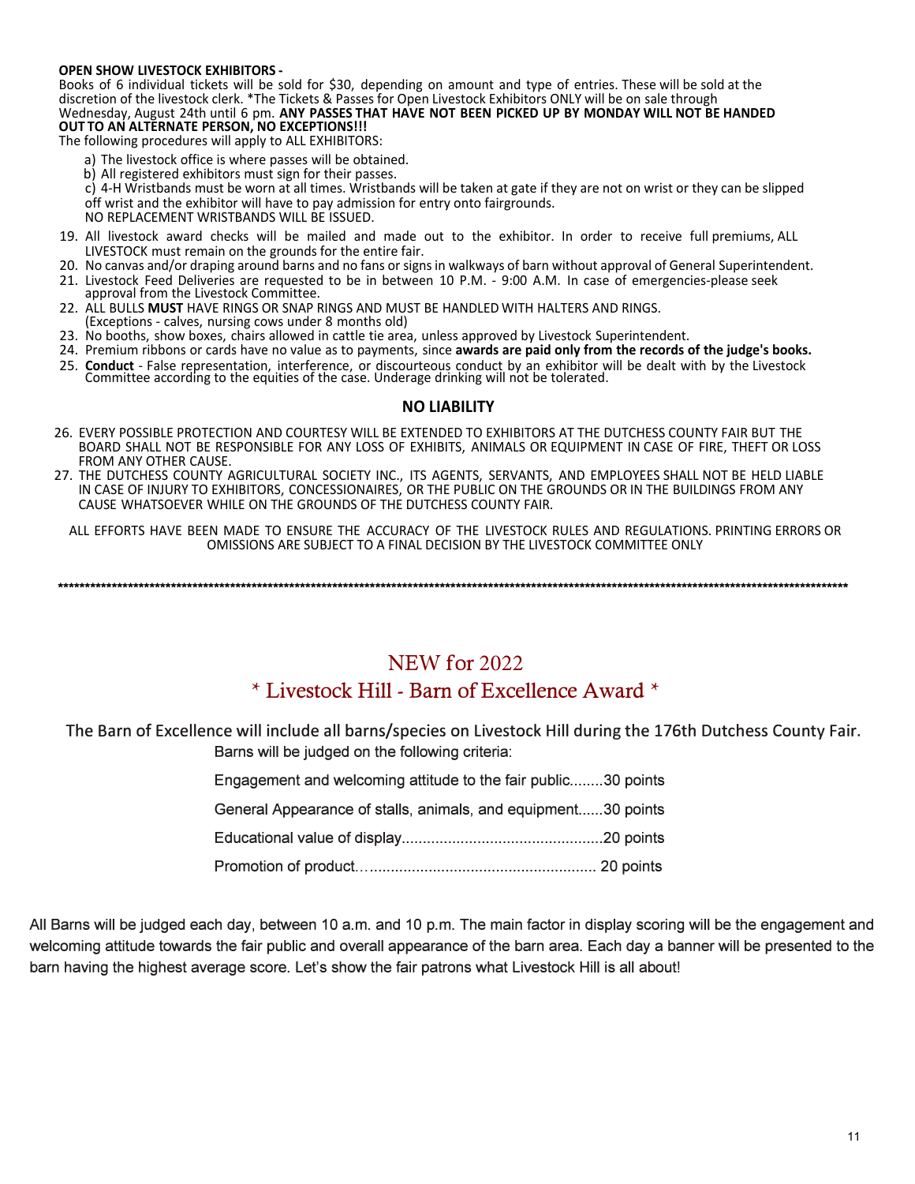**OPEN SHOW LIVESTOCK EXHIBITORS -**
Books of 6 individual tickets will be sold for $30, depending on amount and type of entries. These will be sold at the discretion of the livestock clerk. *The Tickets & Passes for Open Livestock Exhibitors ONLY will be on sale through Wednesday, August 24th until 6 pm. **ANY PASSES THAT HAVE NOT BEEN PICKED UP BY MONDAY WILL NOT BE HANDED OUT TO AN ALTERNATE PERSON, NO EXCEPTIONS!!!**

The following procedures will apply to ALL EXHIBITORS:

a) The livestock office is where passes will be obtained.
b) All registered exhibitors must sign for their passes.
c) 4-H Wristbands must be worn at all times. Wristbands will be taken at gate if they are not on wrist or they can be slipped off wrist and the exhibitor will have to pay admission for entry onto fairgrounds.
NO REPLACEMENT WRISTBANDS WILL BE ISSUED.

19. All livestock award checks will be mailed and made out to the exhibitor. In order to receive full premiums, ALL LIVESTOCK must remain on the grounds for the entire fair.
20. No canvas and/or draping around barns and no fans or signs in walkways of barn without approval of General Superintendent.
21. Livestock Feed Deliveries are requested to be in between 10 P.M. - 9:00 A.M. In case of emergencies-please seek approval from the Livestock Committee.
22. ALL BULLS **MUST** HAVE RINGS OR SNAP RINGS AND MUST BE HANDLED WITH HALTERS AND RINGS. (Exceptions - calves, nursing cows under 8 months old)
23. No booths, show boxes, chairs allowed in cattle tie area, unless approved by Livestock Superintendent.
24. Premium ribbons or cards have no value as to payments, since **awards are paid only from the records of the judge's books.**
25. **Conduct** - False representation, interference, or discourteous conduct by an exhibitor will be dealt with by the Livestock Committee according to the equities of the case. Underage drinking will not be tolerated.

## NO LIABILITY

26. EVERY POSSIBLE PROTECTION AND COURTESY WILL BE EXTENDED TO EXHIBITORS AT THE DUTCHESS COUNTY FAIR BUT THE BOARD SHALL NOT BE RESPONSIBLE FOR ANY LOSS OF EXHIBITS, ANIMALS OR EQUIPMENT IN CASE OF FIRE, THEFT OR LOSS FROM ANY OTHER CAUSE.
27. THE DUTCHESS COUNTY AGRICULTURAL SOCIETY INC., ITS AGENTS, SERVANTS, AND EMPLOYEES SHALL NOT BE HELD LIABLE IN CASE OF INJURY TO EXHIBITORS, CONCESSIONAIRES, OR THE PUBLIC ON THE GROUNDS OR IN THE BUILDINGS FROM ANY CAUSE WHATSOEVER WHILE ON THE GROUNDS OF THE DUTCHESS COUNTY FAIR.

ALL EFFORTS HAVE BEEN MADE TO ENSURE THE ACCURACY OF THE LIVESTOCK RULES AND REGULATIONS. PRINTING ERRORS OR OMISSIONS ARE SUBJECT TO A FINAL DECISION BY THE LIVESTOCK COMMITTEE ONLY

****************************************************************************************************************************************************

## NEW for 2022
## * Livestock Hill - Barn of Excellence Award *

The Barn of Excellence will include all barns/species on Livestock Hill during the 176th Dutchess County Fair.

Barns will be judged on the following criteria:

Engagement and welcoming attitude to the fair public........30 points

General Appearance of stalls, animals, and equipment......30 points

Educational value of display...............................................20 points

Promotion of product…..................................................... 20 points

All Barns will be judged each day, between 10 a.m. and 10 p.m. The main factor in display scoring will be the engagement and welcoming attitude towards the fair public and overall appearance of the barn area. Each day a banner will be presented to the barn having the highest average score. Let's show the fair patrons what Livestock Hill is all about!